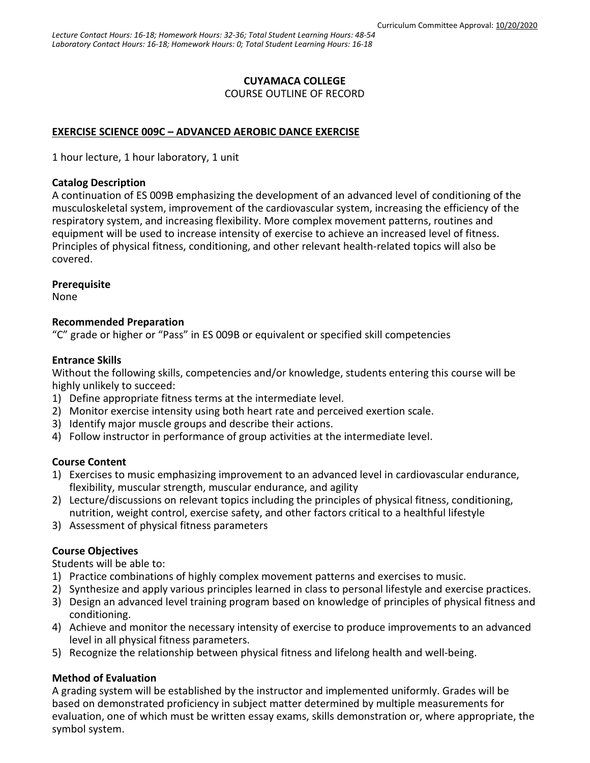Curriculum Committee Approval: 10/20/2020

*Lecture Contact Hours: 16-18; Homework Hours: 32-36; Total Student Learning Hours: 48-54*
*Laboratory Contact Hours: 16-18; Homework Hours: 0; Total Student Learning Hours: 16-18*

**CUYAMACA COLLEGE**
COURSE OUTLINE OF RECORD

# EXERCISE SCIENCE 009C – ADVANCED AEROBIC DANCE EXERCISE

1 hour lecture, 1 hour laboratory, 1 unit

## Catalog Description

A continuation of ES 009B emphasizing the development of an advanced level of conditioning of the musculoskeletal system, improvement of the cardiovascular system, increasing the efficiency of the respiratory system, and increasing flexibility. More complex movement patterns, routines and equipment will be used to increase intensity of exercise to achieve an increased level of fitness. Principles of physical fitness, conditioning, and other relevant health-related topics will also be covered.

## Prerequisite

None

## Recommended Preparation

"C" grade or higher or "Pass" in ES 009B or equivalent or specified skill competencies

## Entrance Skills

Without the following skills, competencies and/or knowledge, students entering this course will be highly unlikely to succeed:

1) Define appropriate fitness terms at the intermediate level.
2) Monitor exercise intensity using both heart rate and perceived exertion scale.
3) Identify major muscle groups and describe their actions.
4) Follow instructor in performance of group activities at the intermediate level.

## Course Content

1) Exercises to music emphasizing improvement to an advanced level in cardiovascular endurance, flexibility, muscular strength, muscular endurance, and agility
2) Lecture/discussions on relevant topics including the principles of physical fitness, conditioning, nutrition, weight control, exercise safety, and other factors critical to a healthful lifestyle
3) Assessment of physical fitness parameters

## Course Objectives

Students will be able to:

1) Practice combinations of highly complex movement patterns and exercises to music.
2) Synthesize and apply various principles learned in class to personal lifestyle and exercise practices.
3) Design an advanced level training program based on knowledge of principles of physical fitness and conditioning.
4) Achieve and monitor the necessary intensity of exercise to produce improvements to an advanced level in all physical fitness parameters.
5) Recognize the relationship between physical fitness and lifelong health and well-being.

## Method of Evaluation

A grading system will be established by the instructor and implemented uniformly. Grades will be based on demonstrated proficiency in subject matter determined by multiple measurements for evaluation, one of which must be written essay exams, skills demonstration or, where appropriate, the symbol system.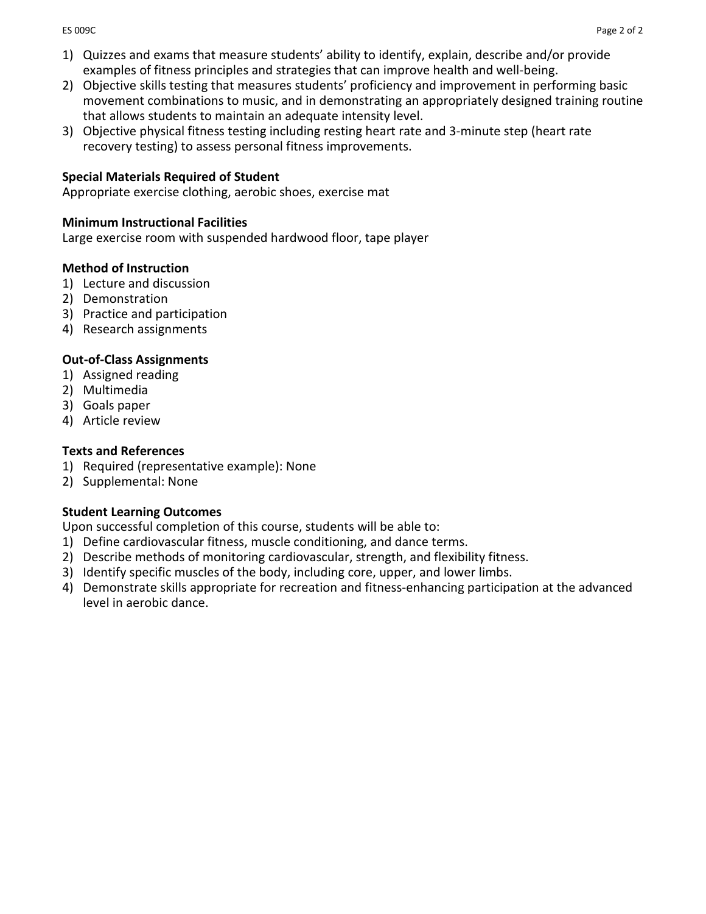1) Quizzes and exams that measure students' ability to identify, explain, describe and/or provide examples of fitness principles and strategies that can improve health and well-being.
2) Objective skills testing that measures students' proficiency and improvement in performing basic movement combinations to music, and in demonstrating an appropriately designed training routine that allows students to maintain an adequate intensity level.
3) Objective physical fitness testing including resting heart rate and 3-minute step (heart rate recovery testing) to assess personal fitness improvements.

**Special Materials Required of Student**
Appropriate exercise clothing, aerobic shoes, exercise mat

**Minimum Instructional Facilities**
Large exercise room with suspended hardwood floor, tape player

**Method of Instruction**
1) Lecture and discussion
2) Demonstration
3) Practice and participation
4) Research assignments

**Out-of-Class Assignments**
1) Assigned reading
2) Multimedia
3) Goals paper
4) Article review

**Texts and References**
1) Required (representative example): None
2) Supplemental: None

**Student Learning Outcomes**
Upon successful completion of this course, students will be able to:
1) Define cardiovascular fitness, muscle conditioning, and dance terms.
2) Describe methods of monitoring cardiovascular, strength, and flexibility fitness.
3) Identify specific muscles of the body, including core, upper, and lower limbs.
4) Demonstrate skills appropriate for recreation and fitness-enhancing participation at the advanced level in aerobic dance.